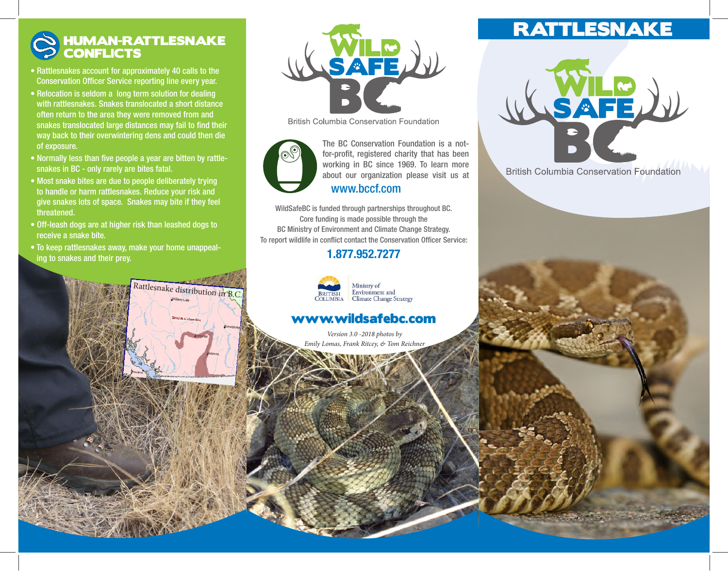## HUMAN-RATTLESNAKE CONFLICTS

- Rattlesnakes account for approximately 40 calls to the Conservation Officer Service reporting line every year.
- Relocation is seldom a long term solution for dealing with rattlesnakes. Snakes translocated a short distance often return to the area they were removed from and snakes translocated large distances may fail to find their way back to their overwintering dens and could then die of exposure.
- Normally less than five people a year are bitten by rattlesnakes in BC - only rarely are bites fatal.
- Most snake bites are due to people deliberately trying to handle or harm rattlesnakes. Reduce your risk and give snakes lots of space. Snakes may bite if they feel threatened.
- Off-leash dogs are at higher risk than leashed dogs to receive a snake bite.
- To keep rattlesnakes away, make your home unappealing to snakes and their prey.

Rattlesnake distribution in B.C.

WILD SAFE BC

British Columbia Conservation Foundation

The BC Conservation Foundation is a not-for-profit, registered charity that has been working in BC since 1969. To learn more about our organization please visit us at

www.bccf.com

WildSafeBC is funded through partnerships throughout BC.
Core funding is made possible through the
BC Ministry of Environment and Climate Change Strategy.
To report wildlife in conflict contact the Conservation Officer Service:

**1.877.952.7277**

British Columbia – Ministry of Environment and Climate Change Strategy

**www.wildsafebc.com**

*Version 3.0 -2018 photos by Emily Lomas, Frank Ritcey, & Tom Reichner*

# RATTLESNAKE

WILD SAFE BC

British Columbia Conservation Foundation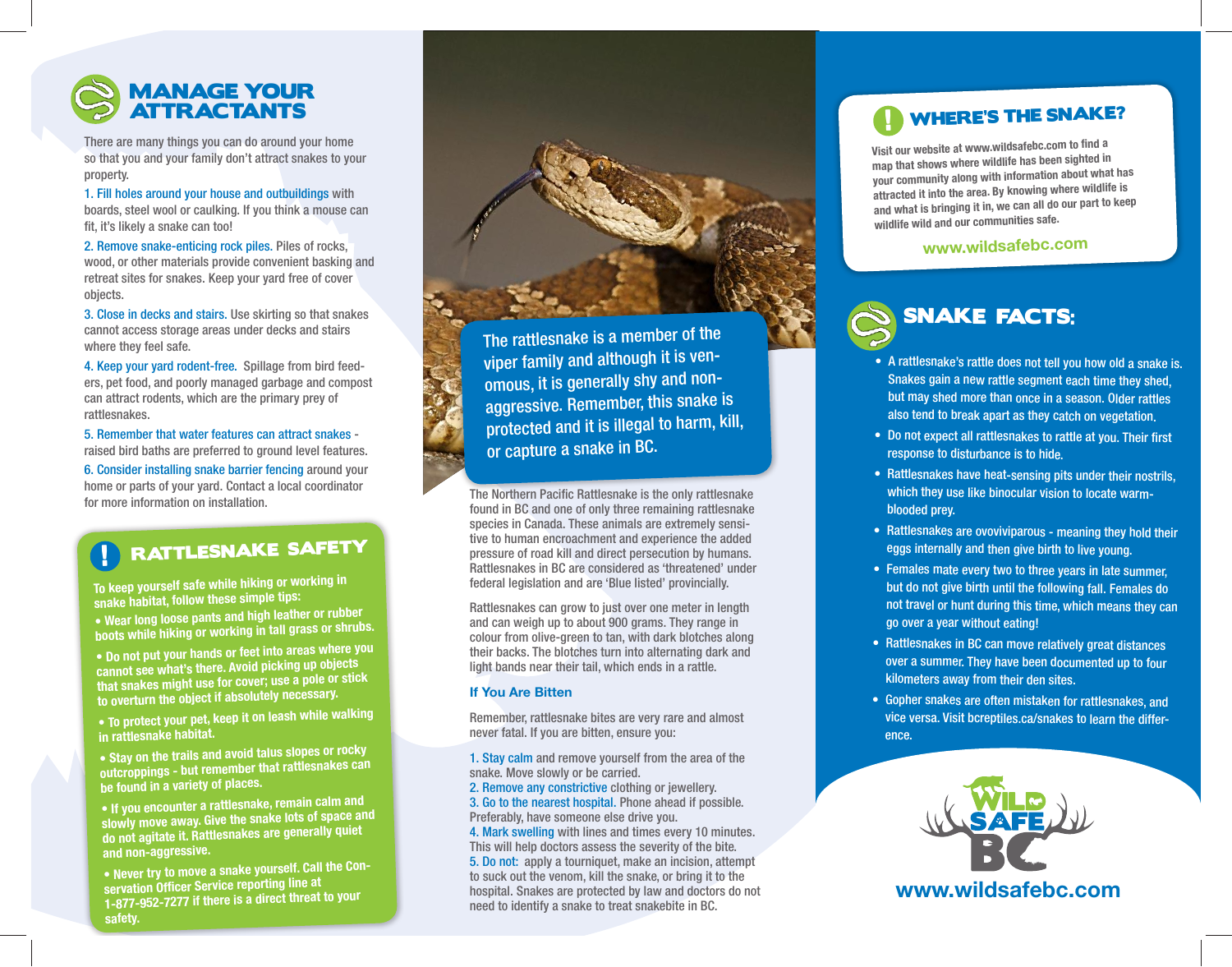## MANAGE YOUR ATTRACTANTS

There are many things you can do around your home so that you and your family don't attract snakes to your property.

1. Fill holes around your house and outbuildings with boards, steel wool or caulking. If you think a mouse can fit, it's likely a snake can too!

2. Remove snake-enticing rock piles. Piles of rocks, wood, or other materials provide convenient basking and retreat sites for snakes. Keep your yard free of cover objects.

3. Close in decks and stairs. Use skirting so that snakes cannot access storage areas under decks and stairs where they feel safe.

4. Keep your yard rodent-free. Spillage from bird feeders, pet food, and poorly managed garbage and compost can attract rodents, which are the primary prey of rattlesnakes.

5. Remember that water features can attract snakes - raised bird baths are preferred to ground level features.

6. Consider installing snake barrier fencing around your home or parts of your yard. Contact a local coordinator for more information on installation.

## RATTLESNAKE SAFETY

To keep yourself safe while hiking or working in snake habitat, follow these simple tips:

- Wear long loose pants and high leather or rubber boots while hiking or working in tall grass or shrubs.
- Do not put your hands or feet into areas where you cannot see what's there. Avoid picking up objects that snakes might use for cover; use a pole or stick to overturn the object if absolutely necessary.
- To protect your pet, keep it on leash while walking in rattlesnake habitat.
- Stay on the trails and avoid talus slopes or rocky outcroppings - but remember that rattlesnakes can be found in a variety of places.
- If you encounter a rattlesnake, remain calm and slowly move away. Give the snake lots of space and do not agitate it. Rattlesnakes are generally quiet and non-aggressive.
- Never try to move a snake yourself. Call the Conservation Officer Service reporting line at 1-877-952-7277 if there is a direct threat to your safety.

The rattlesnake is a member of the viper family and although it is venomous, it is generally shy and non-aggressive. Remember, this snake is protected and it is illegal to harm, kill, or capture a snake in BC.

The Northern Pacific Rattlesnake is the only rattlesnake found in BC and one of only three remaining rattlesnake species in Canada. These animals are extremely sensitive to human encroachment and experience the added pressure of road kill and direct persecution by humans. Rattlesnakes in BC are considered as 'threatened' under federal legislation and are 'Blue listed' provincially.

Rattlesnakes can grow to just over one meter in length and can weigh up to about 900 grams. They range in colour from olive-green to tan, with dark blotches along their backs. The blotches turn into alternating dark and light bands near their tail, which ends in a rattle.

### If You Are Bitten

Remember, rattlesnake bites are very rare and almost never fatal. If you are bitten, ensure you:

1. Stay calm and remove yourself from the area of the snake. Move slowly or be carried.
2. Remove any constrictive clothing or jewellery.
3. Go to the nearest hospital. Phone ahead if possible. Preferably, have someone else drive you.
4. Mark swelling with lines and times every 10 minutes. This will help doctors assess the severity of the bite.
5. Do not: apply a tourniquet, make an incision, attempt to suck out the venom, kill the snake, or bring it to the hospital. Snakes are protected by law and doctors do not need to identify a snake to treat snakebite in BC.

## WHERE'S THE SNAKE?

Visit our website at www.wildsafebc.com to find a map that shows where wildlife has been sighted in your community along with information about what has attracted it into the area. By knowing where wildlife is and what is bringing it in, we can all do our part to keep wildlife wild and our communities safe.

www.wildsafebc.com

## SNAKE FACTS:

- A rattlesnake's rattle does not tell you how old a snake is. Snakes gain a new rattle segment each time they shed, but may shed more than once in a season. Older rattles also tend to break apart as they catch on vegetation.
- Do not expect all rattlesnakes to rattle at you. Their first response to disturbance is to hide.
- Rattlesnakes have heat-sensing pits under their nostrils, which they use like binocular vision to locate warm-blooded prey.
- Rattlesnakes are ovoviviparous - meaning they hold their eggs internally and then give birth to live young.
- Females mate every two to three years in late summer, but do not give birth until the following fall. Females do not travel or hunt during this time, which means they can go over a year without eating!
- Rattlesnakes in BC can move relatively great distances over a summer. They have been documented up to four kilometers away from their den sites.
- Gopher snakes are often mistaken for rattlesnakes, and vice versa. Visit bcreptiles.ca/snakes to learn the difference.

WILD SAFE BC

www.wildsafebc.com